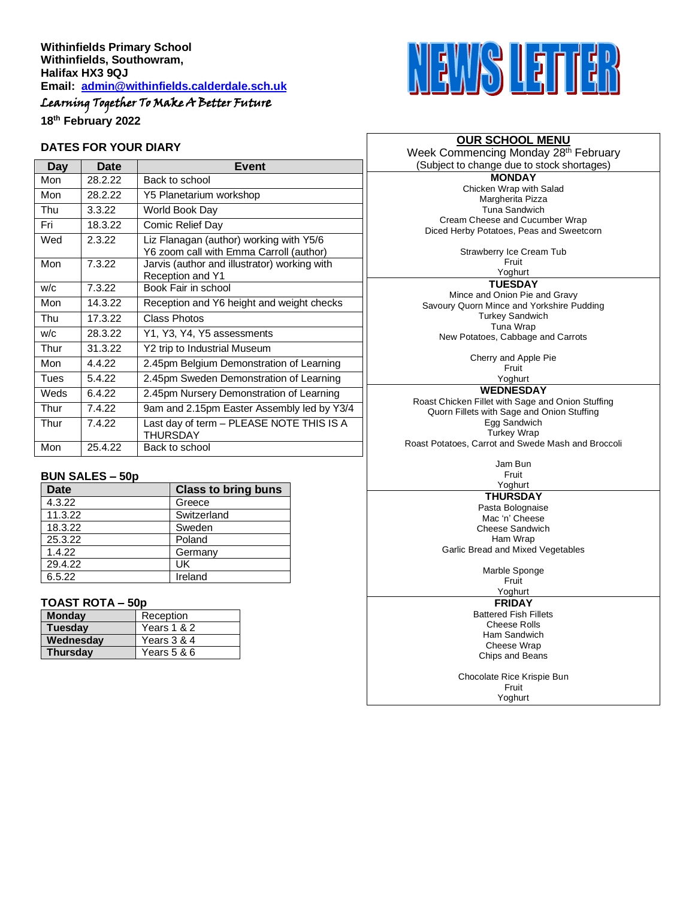**Withinfields Primary School**
**Withinfields, Southowram,**
**Halifax HX3 9QJ**
**Email: admin@withinfields.calderdale.sch.uk**

*Learning Together To Make A Better Future*

**18th February 2022**

# NEWS LETTER

## DATES FOR YOUR DIARY

| Day | Date | Event |
|---|---|---|
| Mon | 28.2.22 | Back to school |
| Mon | 28.2.22 | Y5 Planetarium workshop |
| Thu | 3.3.22 | World Book Day |
| Fri | 18.3.22 | Comic Relief Day |
| Wed | 2.3.22 | Liz Flanagan (author) working with Y5/6<br>Y6 zoom call with Emma Carroll (author) |
| Mon | 7.3.22 | Jarvis (author and illustrator) working with Reception and Y1 |
| w/c | 7.3.22 | Book Fair in school |
| Mon | 14.3.22 | Reception and Y6 height and weight checks |
| Thu | 17.3.22 | Class Photos |
| w/c | 28.3.22 | Y1, Y3, Y4, Y5 assessments |
| Thur | 31.3.22 | Y2 trip to Industrial Museum |
| Mon | 4.4.22 | 2.45pm Belgium Demonstration of Learning |
| Tues | 5.4.22 | 2.45pm Sweden Demonstration of Learning |
| Weds | 6.4.22 | 2.45pm Nursery Demonstration of Learning |
| Thur | 7.4.22 | 9am and 2.15pm Easter Assembly led by Y3/4 |
| Thur | 7.4.22 | Last day of term – PLEASE NOTE THIS IS A THURSDAY |
| Mon | 25.4.22 | Back to school |

## BUN SALES – 50p

| Date | Class to bring buns |
|---|---|
| 4.3.22 | Greece |
| 11.3.22 | Switzerland |
| 18.3.22 | Sweden |
| 25.3.22 | Poland |
| 1.4.22 | Germany |
| 29.4.22 | UK |
| 6.5.22 | Ireland |

## TOAST ROTA – 50p

| | |
|---|---|
| **Monday** | Reception |
| **Tuesday** | Years 1 & 2 |
| **Wednesday** | Years 3 & 4 |
| **Thursday** | Years 5 & 6 |

## OUR SCHOOL MENU

Week Commencing Monday 28th February
(Subject to change due to stock shortages)

**MONDAY**

Chicken Wrap with Salad
Margherita Pizza
Tuna Sandwich
Cream Cheese and Cucumber Wrap
Diced Herby Potatoes, Peas and Sweetcorn

Strawberry Ice Cream Tub
Fruit
Yoghurt

**TUESDAY**

Mince and Onion Pie and Gravy
Savoury Quorn Mince and Yorkshire Pudding
Turkey Sandwich
Tuna Wrap
New Potatoes, Cabbage and Carrots

Cherry and Apple Pie
Fruit
Yoghurt

**WEDNESDAY**

Roast Chicken Fillet with Sage and Onion Stuffing
Quorn Fillets with Sage and Onion Stuffing
Egg Sandwich
Turkey Wrap
Roast Potatoes, Carrot and Swede Mash and Broccoli

Jam Bun
Fruit
Yoghurt

**THURSDAY**

Pasta Bolognaise
Mac 'n' Cheese
Cheese Sandwich
Ham Wrap
Garlic Bread and Mixed Vegetables

Marble Sponge
Fruit
Yoghurt

**FRIDAY**

Battered Fish Fillets
Cheese Rolls
Ham Sandwich
Cheese Wrap
Chips and Beans

Chocolate Rice Krispie Bun
Fruit
Yoghurt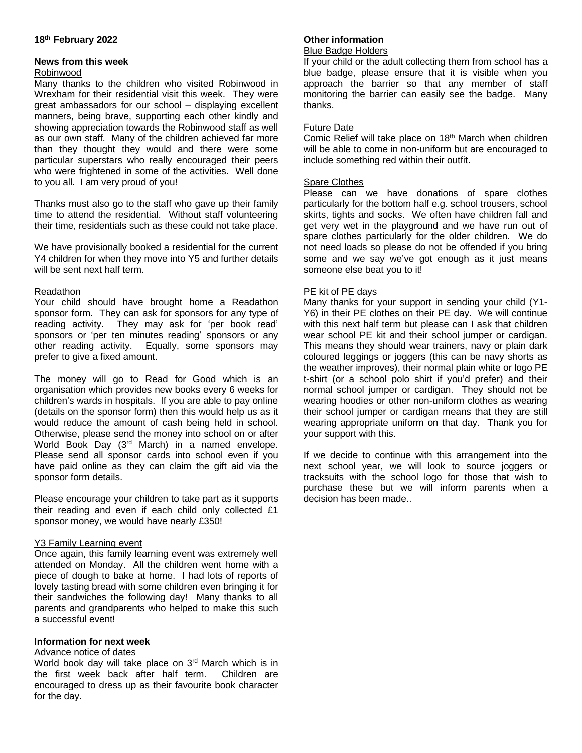**18th February 2022**

## News from this week

### Robinwood

Many thanks to the children who visited Robinwood in Wrexham for their residential visit this week. They were great ambassadors for our school – displaying excellent manners, being brave, supporting each other kindly and showing appreciation towards the Robinwood staff as well as our own staff. Many of the children achieved far more than they thought they would and there were some particular superstars who really encouraged their peers who were frightened in some of the activities. Well done to you all. I am very proud of you!

Thanks must also go to the staff who gave up their family time to attend the residential. Without staff volunteering their time, residentials such as these could not take place.

We have provisionally booked a residential for the current Y4 children for when they move into Y5 and further details will be sent next half term.

### Readathon

Your child should have brought home a Readathon sponsor form. They can ask for sponsors for any type of reading activity. They may ask for 'per book read' sponsors or 'per ten minutes reading' sponsors or any other reading activity. Equally, some sponsors may prefer to give a fixed amount.

The money will go to Read for Good which is an organisation which provides new books every 6 weeks for children's wards in hospitals. If you are able to pay online (details on the sponsor form) then this would help us as it would reduce the amount of cash being held in school. Otherwise, please send the money into school on or after World Book Day (3rd March) in a named envelope. Please send all sponsor cards into school even if you have paid online as they can claim the gift aid via the sponsor form details.

Please encourage your children to take part as it supports their reading and even if each child only collected £1 sponsor money, we would have nearly £350!

### Y3 Family Learning event

Once again, this family learning event was extremely well attended on Monday. All the children went home with a piece of dough to bake at home. I had lots of reports of lovely tasting bread with some children even bringing it for their sandwiches the following day! Many thanks to all parents and grandparents who helped to make this such a successful event!

## Information for next week

### Advance notice of dates

World book day will take place on 3rd March which is in the first week back after half term. Children are encouraged to dress up as their favourite book character for the day.

## Other information

### Blue Badge Holders

If your child or the adult collecting them from school has a blue badge, please ensure that it is visible when you approach the barrier so that any member of staff monitoring the barrier can easily see the badge. Many thanks.

### Future Date

Comic Relief will take place on 18th March when children will be able to come in non-uniform but are encouraged to include something red within their outfit.

### Spare Clothes

Please can we have donations of spare clothes particularly for the bottom half e.g. school trousers, school skirts, tights and socks. We often have children fall and get very wet in the playground and we have run out of spare clothes particularly for the older children. We do not need loads so please do not be offended if you bring some and we say we've got enough as it just means someone else beat you to it!

### PE kit of PE days

Many thanks for your support in sending your child (Y1-Y6) in their PE clothes on their PE day. We will continue with this next half term but please can I ask that children wear school PE kit and their school jumper or cardigan. This means they should wear trainers, navy or plain dark coloured leggings or joggers (this can be navy shorts as the weather improves), their normal plain white or logo PE t-shirt (or a school polo shirt if you'd prefer) and their normal school jumper or cardigan. They should not be wearing hoodies or other non-uniform clothes as wearing their school jumper or cardigan means that they are still wearing appropriate uniform on that day. Thank you for your support with this.

If we decide to continue with this arrangement into the next school year, we will look to source joggers or tracksuits with the school logo for those that wish to purchase these but we will inform parents when a decision has been made..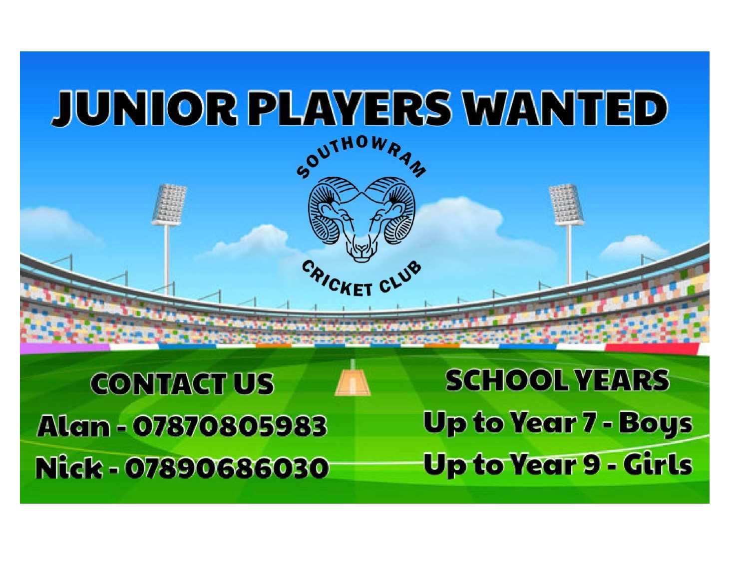# JUNIOR PLAYERS WANTED

SOUTHOWRAM CRICKET CLUB

## CONTACT US

Alan - 07870805983

Nick - 07890686030

## SCHOOL YEARS

Up to Year 7 - Boys

Up to Year 9 - Girls